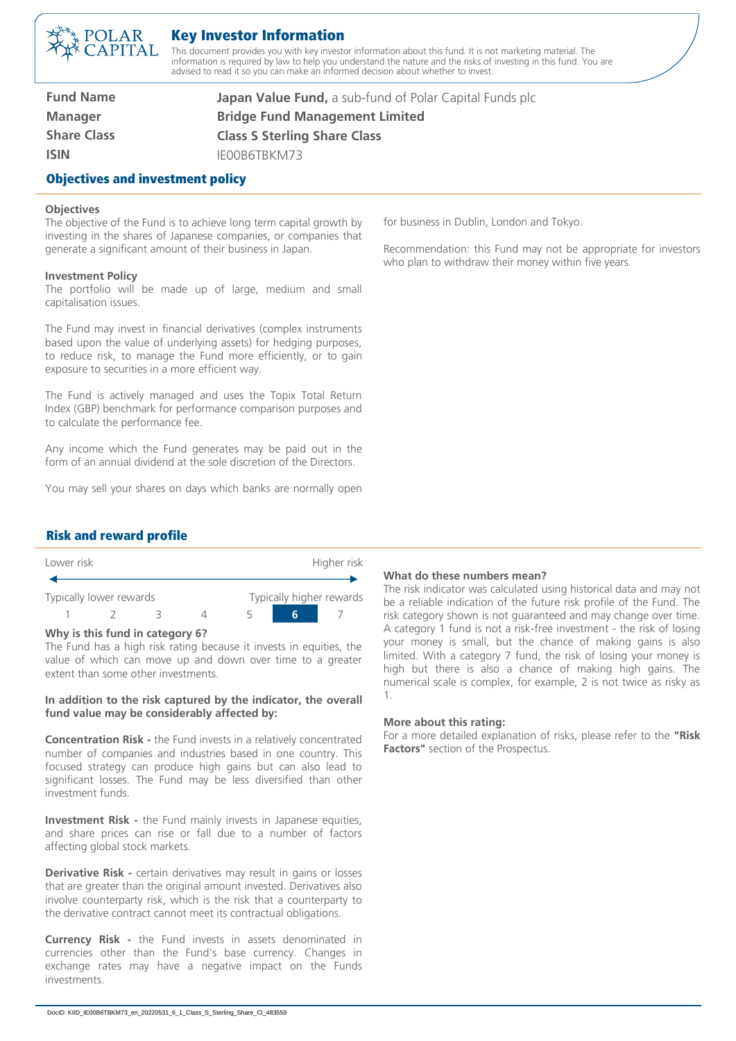# Key Investor Information

This document provides you with key investor information about this fund. It is not marketing material. The information is required by law to help you understand the nature and the risks of investing in this fund. You are advised to read it so you can make an informed decision about whether to invest.

| | |
|---|---|
| **Fund Name** | **Japan Value Fund,** a sub-fund of Polar Capital Funds plc |
| **Manager** | **Bridge Fund Management Limited** |
| **Share Class** | **Class S Sterling Share Class** |
| **ISIN** | IE00B6TBKM73 |

## Objectives and investment policy

**Objectives**

The objective of the Fund is to achieve long term capital growth by investing in the shares of Japanese companies, or companies that generate a significant amount of their business in Japan.

**Investment Policy**

The portfolio will be made up of large, medium and small capitalisation issues.

The Fund may invest in financial derivatives (complex instruments based upon the value of underlying assets) for hedging purposes, to reduce risk, to manage the Fund more efficiently, or to gain exposure to securities in a more efficient way.

The Fund is actively managed and uses the Topix Total Return Index (GBP) benchmark for performance comparison purposes and to calculate the performance fee.

Any income which the Fund generates may be paid out in the form of an annual dividend at the sole discretion of the Directors.

You may sell your shares on days which banks are normally open for business in Dublin, London and Tokyo.

Recommendation: this Fund may not be appropriate for investors who plan to withdraw their money within five years.

## Risk and reward profile

| Lower risk | | | | | | Higher risk |
|---|---|---|---|---|---|---|
| Typically lower rewards | | | | | | Typically higher rewards |
| 1 | 2 | 3 | 4 | 5 | **6** | 7 |

**Why is this fund in category 6?**

The Fund has a high risk rating because it invests in equities, the value of which can move up and down over time to a greater extent than some other investments.

**In addition to the risk captured by the indicator, the overall fund value may be considerably affected by:**

**Concentration Risk -** the Fund invests in a relatively concentrated number of companies and industries based in one country. This focused strategy can produce high gains but can also lead to significant losses. The Fund may be less diversified than other investment funds.

**Investment Risk -** the Fund mainly invests in Japanese equities, and share prices can rise or fall due to a number of factors affecting global stock markets.

**Derivative Risk -** certain derivatives may result in gains or losses that are greater than the original amount invested. Derivatives also involve counterparty risk, which is the risk that a counterparty to the derivative contract cannot meet its contractual obligations.

**Currency Risk -** the Fund invests in assets denominated in currencies other than the Fund's base currency. Changes in exchange rates may have a negative impact on the Funds investments.

**What do these numbers mean?**

The risk indicator was calculated using historical data and may not be a reliable indication of the future risk profile of the Fund. The risk category shown is not guaranteed and may change over time. A category 1 fund is not a risk-free investment - the risk of losing your money is small, but the chance of making gains is also limited. With a category 7 fund, the risk of losing your money is high but there is also a chance of making high gains. The numerical scale is complex, for example, 2 is not twice as risky as 1.

**More about this rating:**

For a more detailed explanation of risks, please refer to the **"Risk Factors"** section of the Prospectus.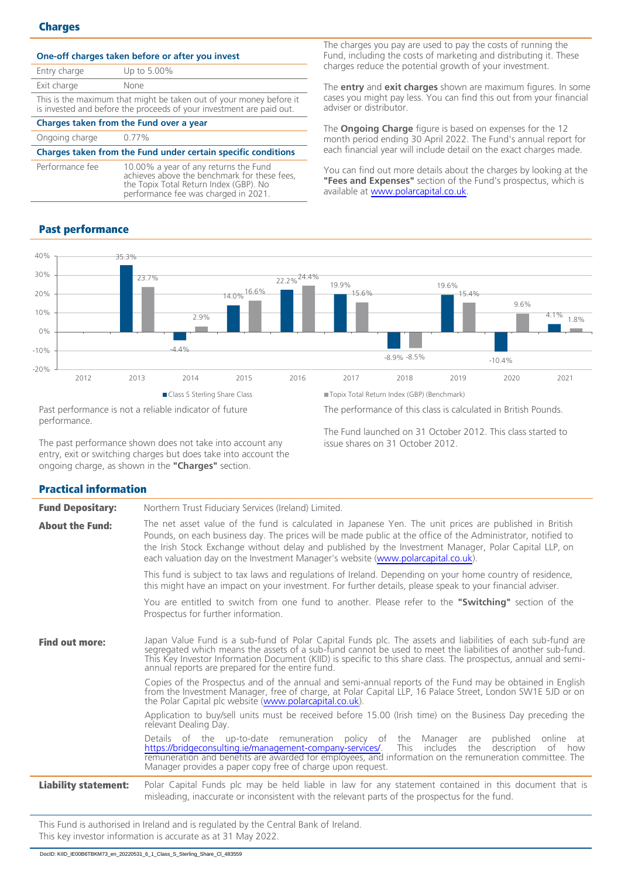## Charges

| One-off charges taken before or after you invest | |
|---|---|
| Entry charge | Up to 5.00% |
| Exit charge | None |
| This is the maximum that might be taken out of your money before it is invested and before the proceeds of your investment are paid out. | |
| **Charges taken from the Fund over a year** | |
| Ongoing charge | 0.77% |
| **Charges taken from the Fund under certain specific conditions** | |
| Performance fee | 10.00% a year of any returns the Fund achieves above the benchmark for these fees, the Topix Total Return Index (GBP). No performance fee was charged in 2021. |

The charges you pay are used to pay the costs of running the Fund, including the costs of marketing and distributing it. These charges reduce the potential growth of your investment.

The **entry** and **exit charges** shown are maximum figures. In some cases you might pay less. You can find this out from your financial adviser or distributor.

The **Ongoing Charge** figure is based on expenses for the 12 month period ending 30 April 2022. The Fund's annual report for each financial year will include detail on the exact charges made.

You can find out more details about the charges by looking at the **"Fees and Expenses"** section of the Fund's prospectus, which is available at www.polarcapital.co.uk.

## Past performance

40%
30%
20%
10%
0%
-10%
-20%

2012 2013 2014 2015 2016 2017 2018 2019 2020 2021

35.3% 23.7%
-4.4% 2.9%
14.0% 16.6%
22.2% 24.4%
19.9% 15.6%
-8.9% -8.5%
19.6% 15.4%
-10.4% 9.6%
4.1% 1.8%

Class S Sterling Share Class
Topix Total Return Index (GBP) (Benchmark)

Past performance is not a reliable indicator of future performance.

The past performance shown does not take into account any entry, exit or switching charges but does take into account the ongoing charge, as shown in the **"Charges"** section.

The performance of this class is calculated in British Pounds.

The Fund launched on 31 October 2012. This class started to issue shares on 31 October 2012.

## Practical information

**Fund Depositary:** Northern Trust Fiduciary Services (Ireland) Limited.

**About the Fund:** The net asset value of the fund is calculated in Japanese Yen. The unit prices are published in British Pounds, on each business day. The prices will be made public at the office of the Administrator, notified to the Irish Stock Exchange without delay and published by the Investment Manager, Polar Capital LLP, on each valuation day on the Investment Manager's website (www.polarcapital.co.uk).

This fund is subject to tax laws and regulations of Ireland. Depending on your home country of residence, this might have an impact on your investment. For further details, please speak to your financial adviser.

You are entitled to switch from one fund to another. Please refer to the **"Switching"** section of the Prospectus for further information.

**Find out more:** Japan Value Fund is a sub-fund of Polar Capital Funds plc. The assets and liabilities of each sub-fund are segregated which means the assets of a sub-fund cannot be used to meet the liabilities of another sub-fund. This Key Investor Information Document (KIID) is specific to this share class. The prospectus, annual and semi-annual reports are prepared for the entire fund.

Copies of the Prospectus and of the annual and semi-annual reports of the Fund may be obtained in English from the Investment Manager, free of charge, at Polar Capital LLP, 16 Palace Street, London SW1E 5JD or on the Polar Capital plc website (www.polarcapital.co.uk).

Application to buy/sell units must be received before 15.00 (Irish time) on the Business Day preceding the relevant Dealing Day.

Details of the up-to-date remuneration policy of the Manager are published online at https://bridgeconsulting.ie/management-company-services/. This includes the description of how remuneration and benefits are awarded for employees, and information on the remuneration committee. The Manager provides a paper copy free of charge upon request.

**Liability statement:** Polar Capital Funds plc may be held liable in law for any statement contained in this document that is misleading, inaccurate or inconsistent with the relevant parts of the prospectus for the fund.

This Fund is authorised in Ireland and is regulated by the Central Bank of Ireland.
This key investor information is accurate as at 31 May 2022.

DocID: KIID_IE00B6TBKM73_en_20220531_6_1_Class_S_Sterling_Share_Cl_483559